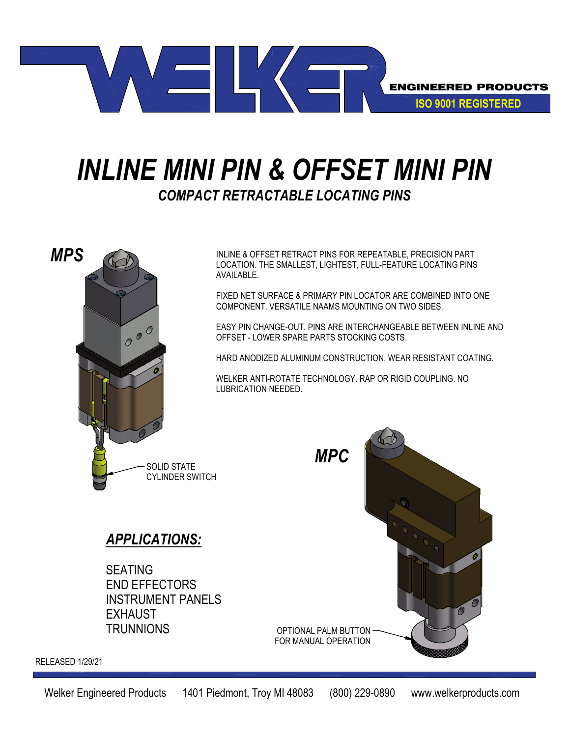WELKER ENGINEERED PRODUCTS
ISO 9001 REGISTERED

# INLINE MINI PIN & OFFSET MINI PIN

## COMPACT RETRACTABLE LOCATING PINS

### MPS

INLINE & OFFSET RETRACT PINS FOR REPEATABLE, PRECISION PART LOCATION. THE SMALLEST, LIGHTEST, FULL-FEATURE LOCATING PINS AVAILABLE.

FIXED NET SURFACE & PRIMARY PIN LOCATOR ARE COMBINED INTO ONE COMPONENT. VERSATILE NAAMS MOUNTING ON TWO SIDES.

EASY PIN CHANGE-OUT. PINS ARE INTERCHANGEABLE BETWEEN INLINE AND OFFSET - LOWER SPARE PARTS STOCKING COSTS.

HARD ANODIZED ALUMINUM CONSTRUCTION, WEAR RESISTANT COATING.

WELKER ANTI-ROTATE TECHNOLOGY. RAP OR RIGID COUPLING. NO LUBRICATION NEEDED.

SOLID STATE CYLINDER SWITCH

### MPC

OPTIONAL PALM BUTTON FOR MANUAL OPERATION

### APPLICATIONS:

SEATING
END EFFECTORS
INSTRUMENT PANELS
EXHAUST
TRUNNIONS

RELEASED 1/29/21

Welker Engineered Products 1401 Piedmont, Troy MI 48083 (800) 229-0890 www.welkerproducts.com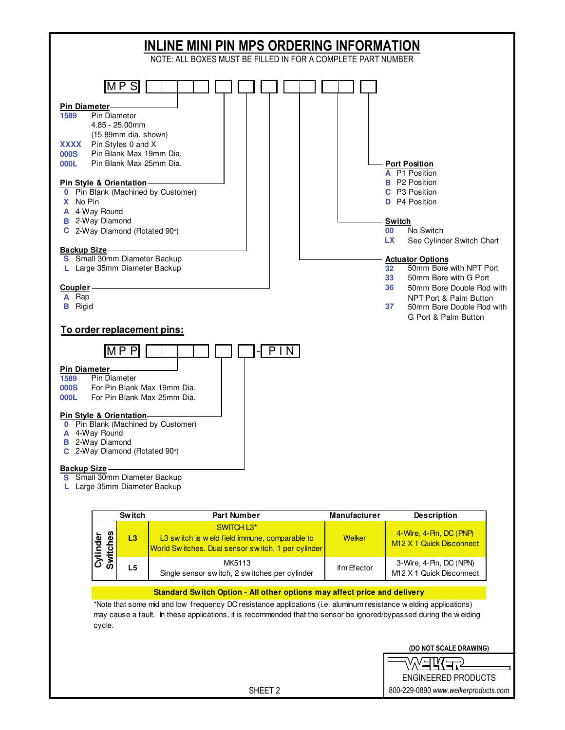# INLINE MINI PIN MPS ORDERING INFORMATION

NOTE: ALL BOXES MUST BE FILLED IN FOR A COMPLETE PART NUMBER

MPS [ ][ ][ ][ ] [ ] [ ] [ ] [ ][ ] [ ][ ] [ ]

**Pin Diameter**

- **1589** Pin Diameter 4.85 - 25.00mm (15.89mm dia. shown)
- **XXXX** Pin Styles 0 and X
- **000S** Pin Blank Max 19mm Dia.
- **000L** Pin Blank Max 25mm Dia.

**Pin Style & Orientation**

- **0** Pin Blank (Machined by Customer)
- **X** No Pin
- **A** 4-Way Round
- **B** 2-Way Diamond
- **C** 2-Way Diamond (Rotated 90°)

**Backup Size**

- **S** Small 30mm Diameter Backup
- **L** Large 35mm Diameter Backup

**Coupler**

- **A** Rap
- **B** Rigid

**Actuator Options**

- **32** 50mm Bore with NPT Port
- **33** 50mm Bore with G Port
- **36** 50mm Bore Double Rod with NPT Port & Palm Button
- **37** 50mm Bore Double Rod with G Port & Palm Button

**Switch**

- **00** No Switch
- **LX** See Cylinder Switch Chart

**Port Position**

- **A** P1 Position
- **B** P2 Position
- **C** P3 Position
- **D** P4 Position

## To order replacement pins:

MPP [ ][ ][ ][ ] [ ] [ ] - PIN

**Pin Diameter**

- **1589** Pin Diameter
- **000S** For Pin Blank Max 19mm Dia.
- **000L** For Pin Blank Max 25mm Dia.

**Pin Style & Orientation**

- **0** Pin Blank (Machined by Customer)
- **A** 4-Way Round
- **B** 2-Way Diamond
- **C** 2-Way Diamond (Rotated 90°)

**Backup Size**

- **S** Small 30mm Diameter Backup
- **L** Large 35mm Diameter Backup

| | Switch | Part Number | Manufacturer | Description |
|---|---|---|---|---|
| Cylinder Switches | L3 | SWITCH L3* L3 switch is weld field immune, comparable to World Switches. Dual sensor switch, 1 per cylinder | Welker | 4-Wire, 4-Pin, DC (PNP) M12 X 1 Quick Disconnect |
| | L5 | MK5113 Single sensor switch, 2 switches per cylinder | ifm Efector | 3-Wire, 4-Pin, DC (NPN) M12 X 1 Quick Disconnect |

**Standard Switch Option - All other options may affect price and delivery**

*Note that some mid and low frequency DC resistance applications (i.e. aluminum resistance welding applications) may cause a fault. In these applications, it is recommended that the sensor be ignored/bypassed during the welding cycle.

(DO NOT SCALE DRAWING)

WELKER ENGINEERED PRODUCTS
800-229-0890 *www.welkerproducts.com*

SHEET 2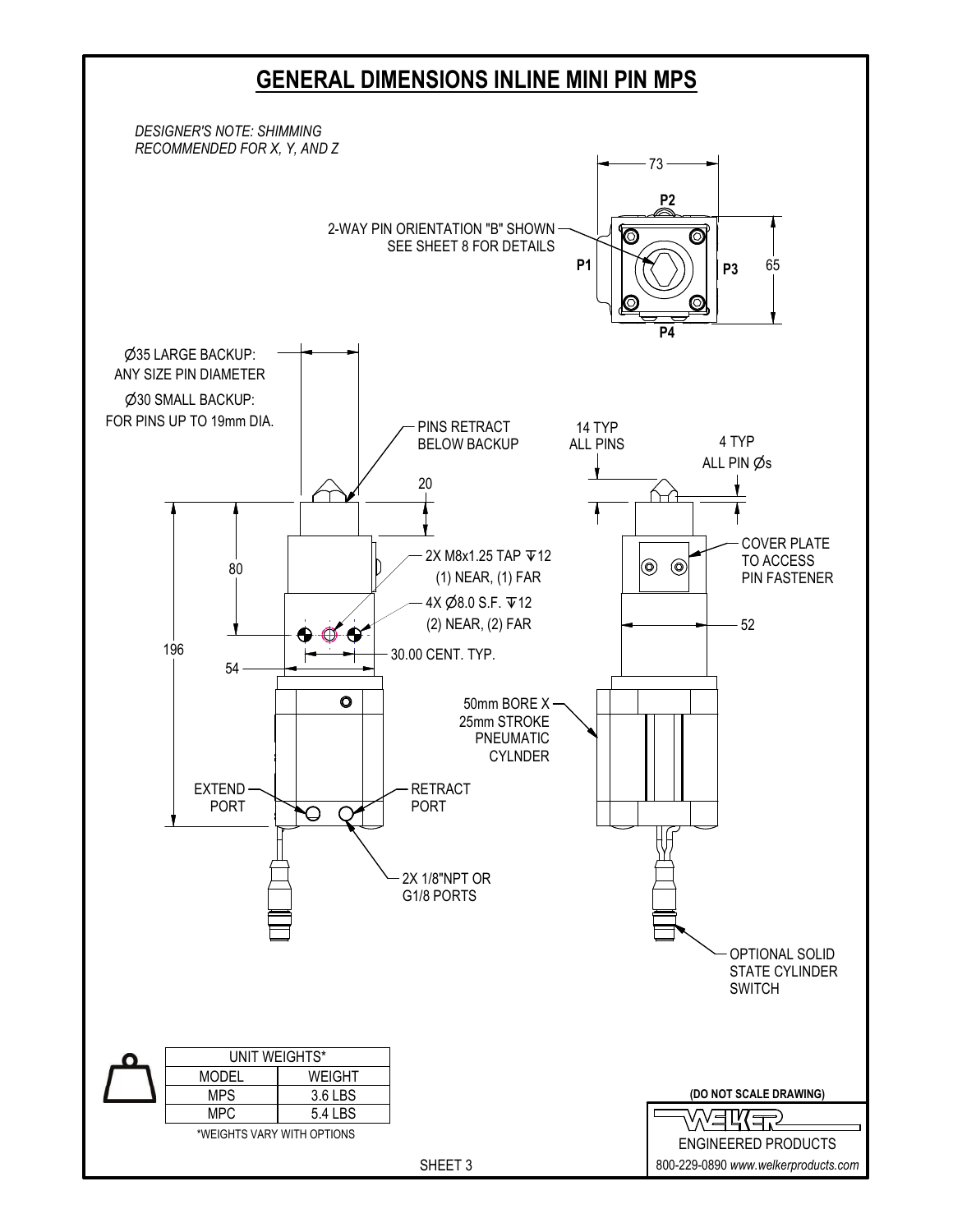# GENERAL DIMENSIONS INLINE MINI PIN MPS

*DESIGNER'S NOTE: SHIMMING RECOMMENDED FOR X, Y, AND Z*

73

P2

2-WAY PIN ORIENTATION "B" SHOWN
SEE SHEET 8 FOR DETAILS

P1

P3

65

P4

Ø35 LARGE BACKUP:
ANY SIZE PIN DIAMETER

Ø30 SMALL BACKUP:
FOR PINS UP TO 19mm DIA.

PINS RETRACT BELOW BACKUP

14 TYP ALL PINS

4 TYP ALL PIN Øs

20

80

2X M8x1.25 TAP ⊽12
(1) NEAR, (1) FAR

COVER PLATE TO ACCESS PIN FASTENER

4X Ø8.0 S.F. ⊽12
(2) NEAR, (2) FAR

52

196

54

30.00 CENT. TYP.

50mm BORE X 25mm STROKE PNEUMATIC CYLNDER

EXTEND PORT

RETRACT PORT

2X 1/8"NPT OR G1/8 PORTS

OPTIONAL SOLID STATE CYLINDER SWITCH

| UNIT WEIGHTS* | |
|---|---|
| MODEL | WEIGHT |
| MPS | 3.6 LBS |
| MPC | 5.4 LBS |

*WEIGHTS VARY WITH OPTIONS

**(DO NOT SCALE DRAWING)**

WELKER ENGINEERED PRODUCTS

800-229-0890 *www.welkerproducts.com*

SHEET 3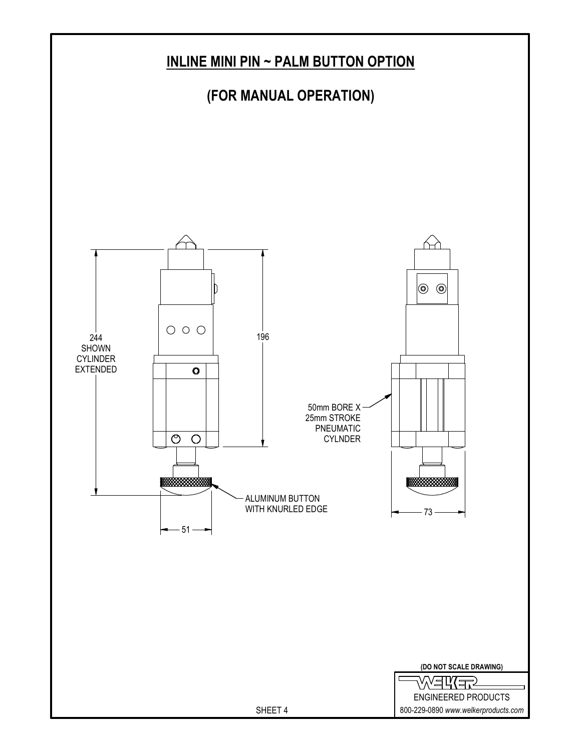# INLINE MINI PIN ~ PALM BUTTON OPTION

## (FOR MANUAL OPERATION)

244
SHOWN
CYLINDER
EXTENDED

196

50mm BORE X
25mm STROKE
PNEUMATIC
CYLNDER

ALUMINUM BUTTON
WITH KNURLED EDGE

51

73

**(DO NOT SCALE DRAWING)**

WELKER
ENGINEERED PRODUCTS
800-229-0890 *www.welkerproducts.com*

SHEET 4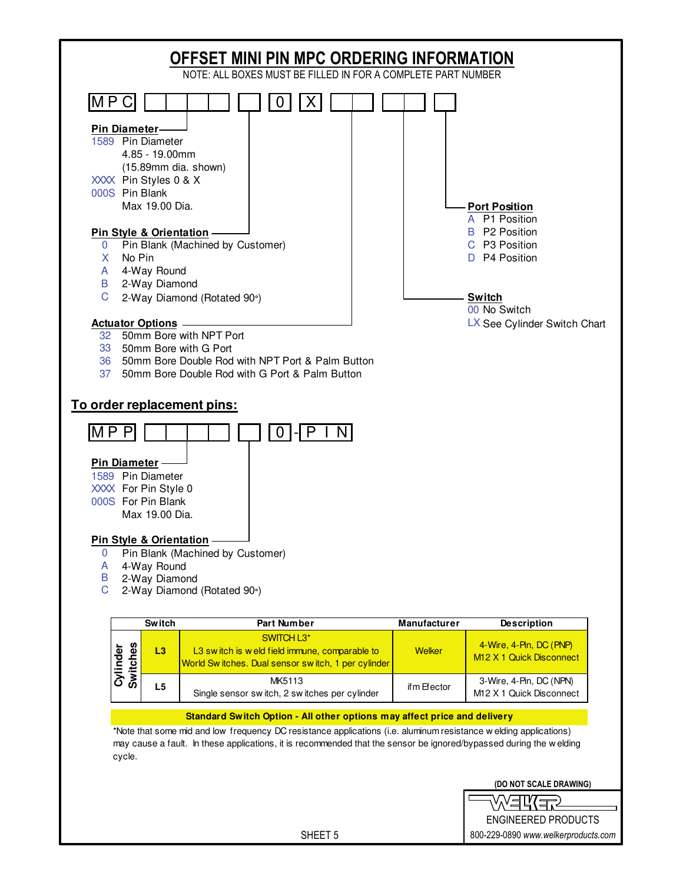# OFFSET MINI PIN MPC ORDERING INFORMATION

NOTE: ALL BOXES MUST BE FILLED IN FOR A COMPLETE PART NUMBER

MPC [ ][ ][ ][ ] [ ] 0 X [ ][ ] [ ][ ] [ ]

**Pin Diameter**
- 1589 Pin Diameter 4.85 - 19.00mm (15.89mm dia. shown)
- XXXX Pin Styles 0 & X
- 000S Pin Blank Max 19.00 Dia.

**Pin Style & Orientation**
- 0 Pin Blank (Machined by Customer)
- X No Pin
- A 4-Way Round
- B 2-Way Diamond
- C 2-Way Diamond (Rotated 90°)

**Actuator Options**
- 32 50mm Bore with NPT Port
- 33 50mm Bore with G Port
- 36 50mm Bore Double Rod with NPT Port & Palm Button
- 37 50mm Bore Double Rod with G Port & Palm Button

**Switch**
- 00 No Switch
- LX See Cylinder Switch Chart

**Port Position**
- A P1 Position
- B P2 Position
- C P3 Position
- D P4 Position

## To order replacement pins:

MPP [ ][ ][ ][ ] [ ] 0 - PIN

**Pin Diameter**
- 1589 Pin Diameter
- XXXX For Pin Style 0
- 000S For Pin Blank Max 19.00 Dia.

**Pin Style & Orientation**
- 0 Pin Blank (Machined by Customer)
- A 4-Way Round
- B 2-Way Diamond
- C 2-Way Diamond (Rotated 90°)

| | Switch | Part Number | Manufacturer | Description |
|---|---|---|---|---|
| Cylinder Switches | L3 | SWITCH L3* L3 switch is weld field immune, comparable to World Switches. Dual sensor switch, 1 per cylinder | Welker | 4-Wire, 4-Pin, DC (PNP) M12 X 1 Quick Disconnect |
| | L5 | MK5113 Single sensor switch, 2 switches per cylinder | ifm Efector | 3-Wire, 4-Pin, DC (NPN) M12 X 1 Quick Disconnect |

**Standard Switch Option - All other options may affect price and delivery**

*Note that some mid and low frequency DC resistance applications (i.e. aluminum resistance welding applications) may cause a fault. In these applications, it is recommended that the sensor be ignored/bypassed during the welding cycle.

(DO NOT SCALE DRAWING)

WELKER ENGINEERED PRODUCTS
800-229-0890 *www.welkerproducts.com*

SHEET 5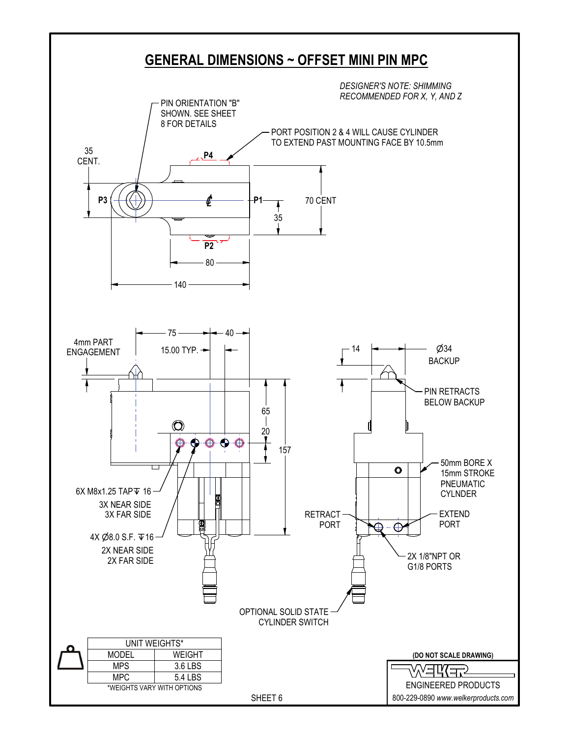# GENERAL DIMENSIONS ~ OFFSET MINI PIN MPC

*DESIGNER'S NOTE: SHIMMING RECOMMENDED FOR X, Y, AND Z*

PIN ORIENTATION "B" SHOWN. SEE SHEET 8 FOR DETAILS

PORT POSITION 2 & 4 WILL CAUSE CYLINDER TO EXTEND PAST MOUNTING FACE BY 10.5mm

35 CENT.

P4

P3

P1

P2

70 CENT

35

80

140

75

40

4mm PART ENGAGEMENT

15.00 TYP.

65

20

157

6X M8x1.25 TAP ↧ 16
3X NEAR SIDE
3X FAR SIDE

4X Ø8.0 S.F. ↧16
2X NEAR SIDE
2X FAR SIDE

14

Ø34 BACKUP

PIN RETRACTS BELOW BACKUP

50mm BORE X 15mm STROKE PNEUMATIC CYLNDER

RETRACT PORT

EXTEND PORT

2X 1/8"NPT OR G1/8 PORTS

OPTIONAL SOLID STATE CYLINDER SWITCH

| UNIT WEIGHTS* | |
|---|---|
| MODEL | WEIGHT |
| MPS | 3.6 LBS |
| MPC | 5.4 LBS |

*WEIGHTS VARY WITH OPTIONS

SHEET 6

**(DO NOT SCALE DRAWING)**

WELKER
ENGINEERED PRODUCTS
800-229-0890 *www.welkerproducts.com*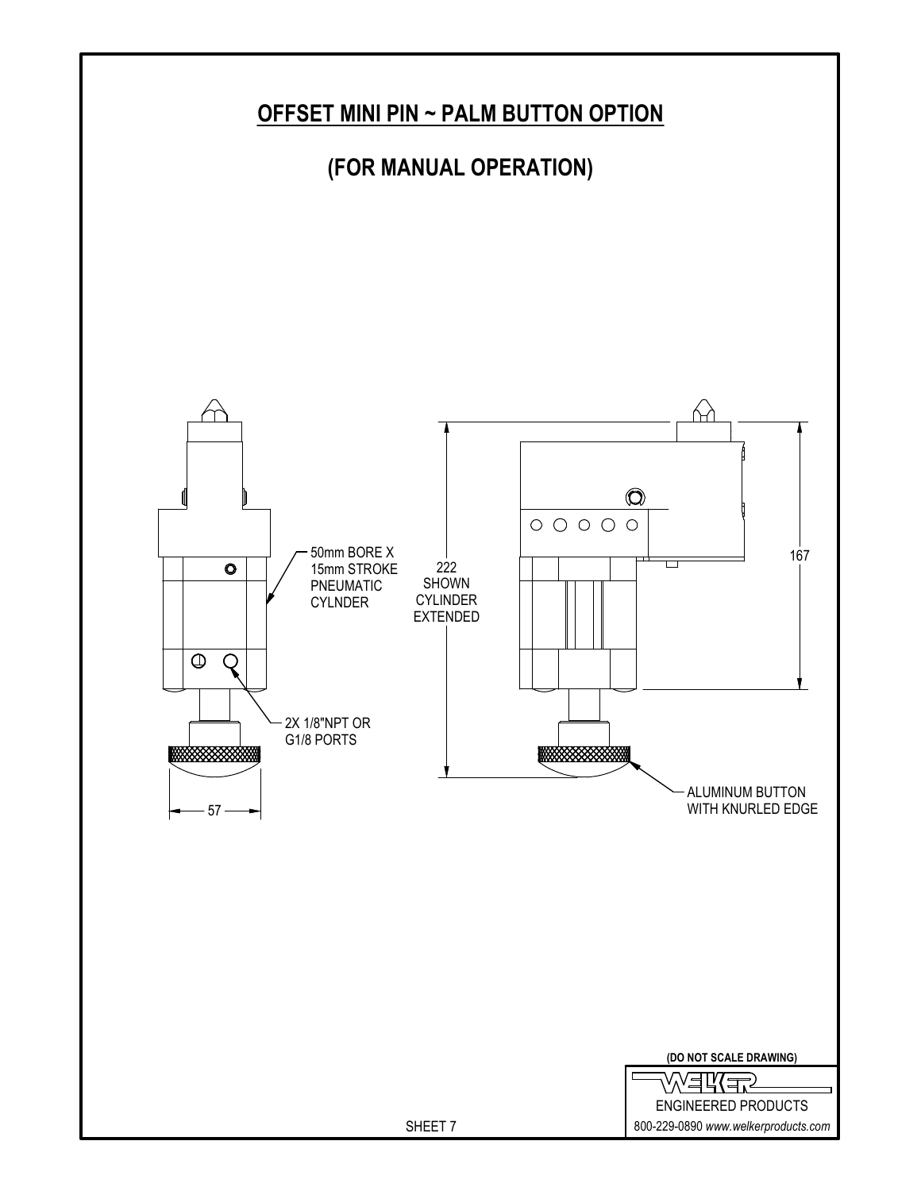# OFFSET MINI PIN ~ PALM BUTTON OPTION

# (FOR MANUAL OPERATION)

50mm BORE X 15mm STROKE PNEUMATIC CYLNDER

2X 1/8"NPT OR G1/8 PORTS

57

222 SHOWN CYLINDER EXTENDED

167

ALUMINUM BUTTON WITH KNURLED EDGE

(DO NOT SCALE DRAWING)

WELKER ENGINEERED PRODUCTS

800-229-0890 *www.welkerproducts.com*

SHEET 7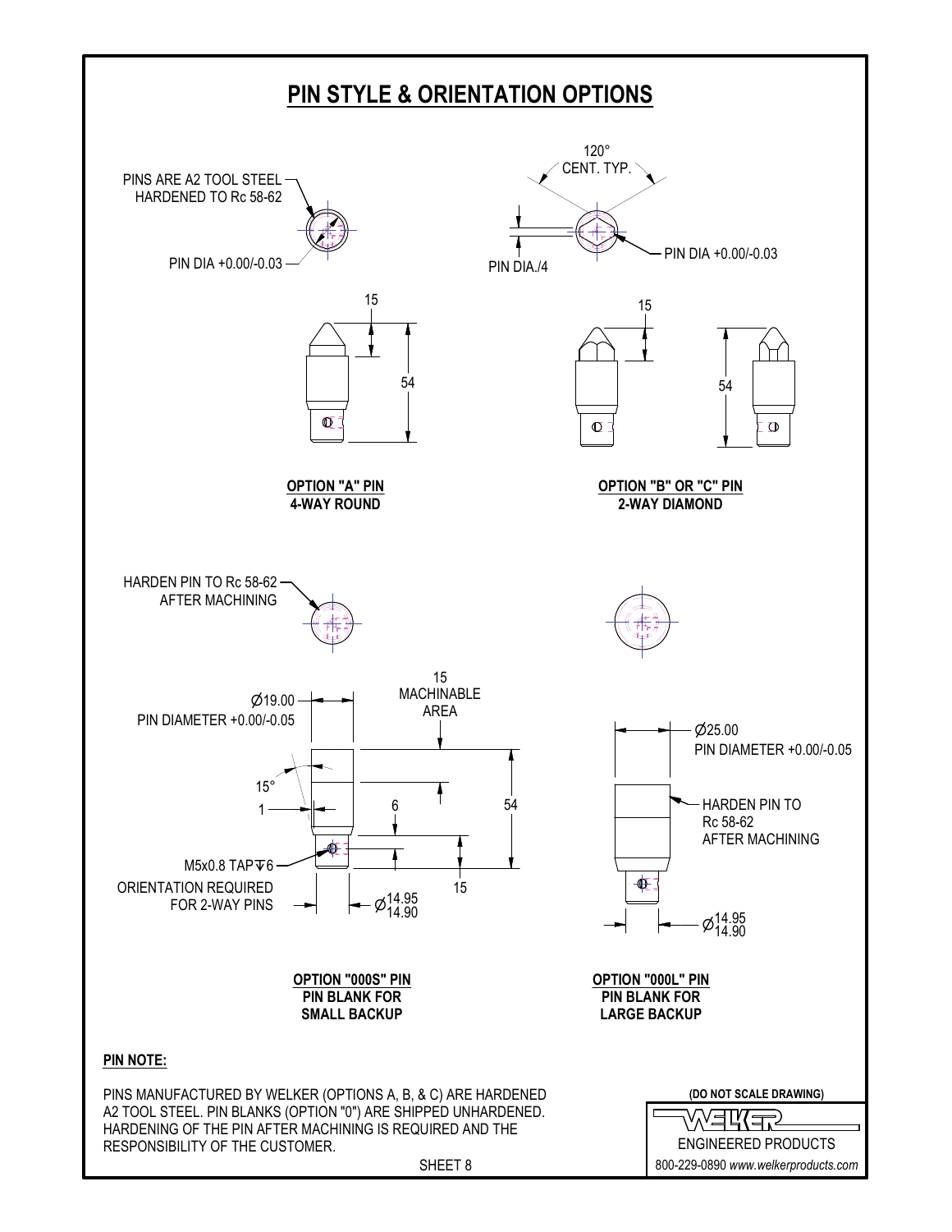# PIN STYLE & ORIENTATION OPTIONS

PINS ARE A2 TOOL STEEL HARDENED TO Rc 58-62

PIN DIA +0.00/-0.03

120° CENT. TYP.

PIN DIA./4

PIN DIA +0.00/-0.03

15

54

15

54

**OPTION "A" PIN**
**4-WAY ROUND**

**OPTION "B" OR "C" PIN**
**2-WAY DIAMOND**

HARDEN PIN TO Rc 58-62 AFTER MACHINING

Ø19.00
PIN DIAMETER +0.00/-0.05

15
MACHINABLE
AREA

15°

1

6

54

M5x0.8 TAP ↧6

ORIENTATION REQUIRED FOR 2-WAY PINS

15

Ø14.95 / 14.90

Ø25.00
PIN DIAMETER +0.00/-0.05

HARDEN PIN TO Rc 58-62 AFTER MACHINING

Ø14.95 / 14.90

**OPTION "000S" PIN**
**PIN BLANK FOR**
**SMALL BACKUP**

**OPTION "000L" PIN**
**PIN BLANK FOR**
**LARGE BACKUP**

**PIN NOTE:**

PINS MANUFACTURED BY WELKER (OPTIONS A, B, & C) ARE HARDENED A2 TOOL STEEL. PIN BLANKS (OPTION "0") ARE SHIPPED UNHARDENED. HARDENING OF THE PIN AFTER MACHINING IS REQUIRED AND THE RESPONSIBILITY OF THE CUSTOMER.

**(DO NOT SCALE DRAWING)**

WELKER
ENGINEERED PRODUCTS
800-229-0890 *www.welkerproducts.com*

SHEET 8